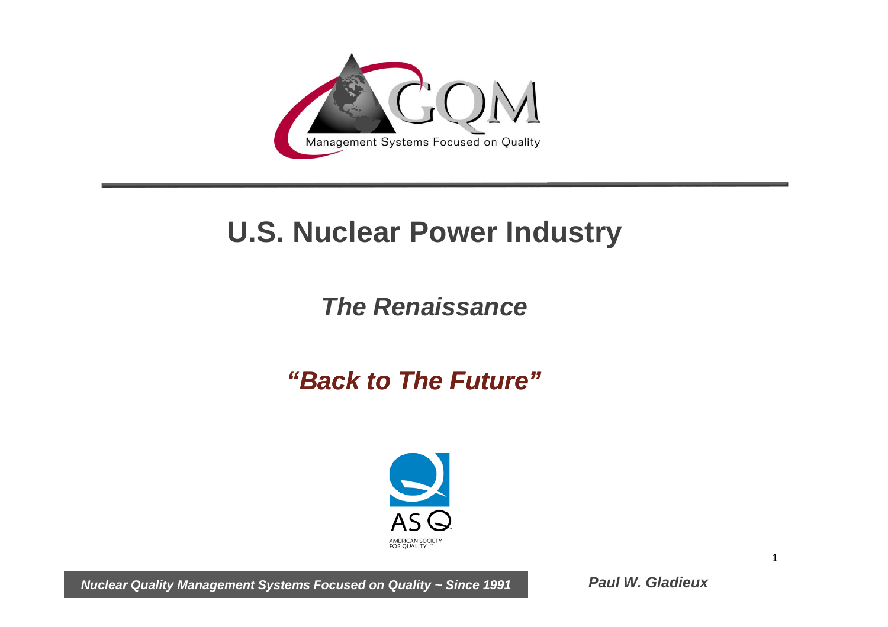GQM

Management Systems Focused on Quality

# U.S. Nuclear Power Industry

## *The Renaissance*

## ***"Back to The Future"***

ASQ AMERICAN SOCIETY FOR QUALITY

***Nuclear Quality Management Systems Focused on Quality ~ Since 1991***

***Paul W. Gladieux***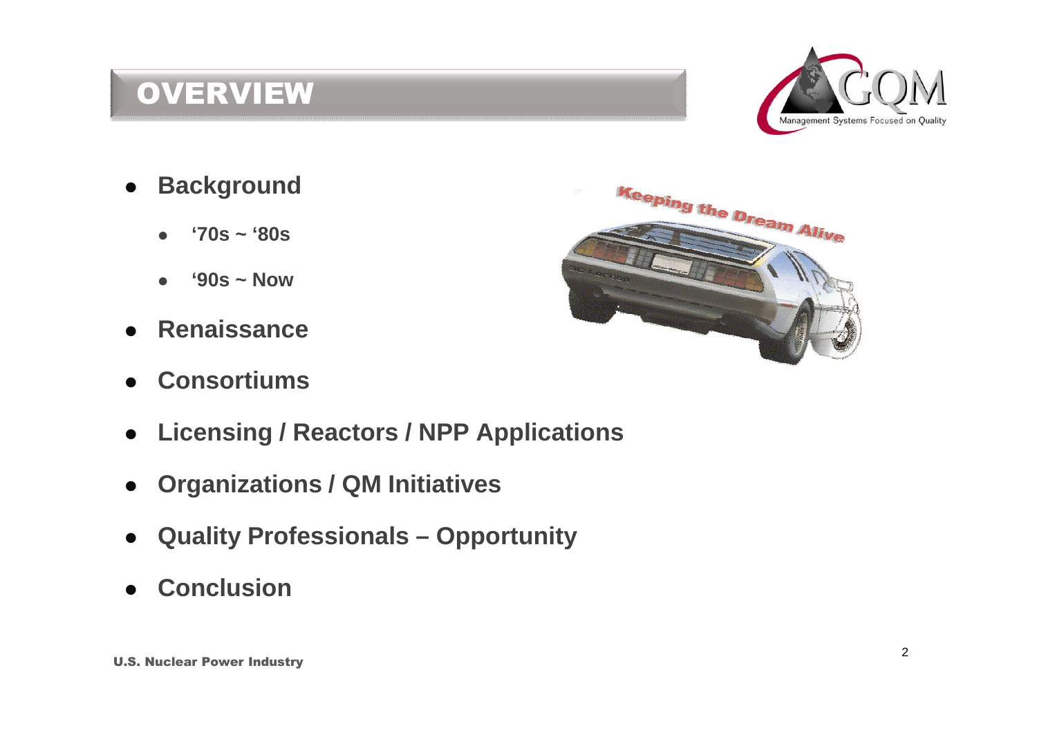# OVERVIEW

- **Background**
  - **'70s ~ '80s**
  - **'90s ~ Now**
- **Renaissance**
- **Consortiums**
- **Licensing / Reactors / NPP Applications**
- **Organizations / QM Initiatives**
- **Quality Professionals – Opportunity**
- **Conclusion**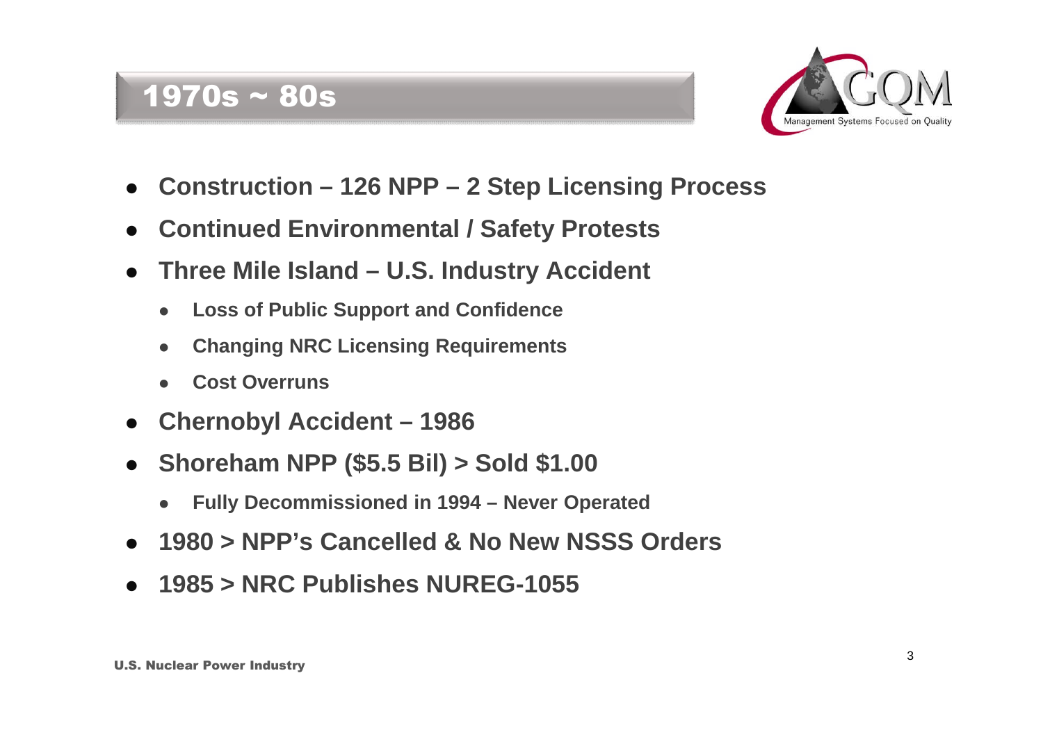# 1970s ~ 80s

- **Construction – 126 NPP – 2 Step Licensing Process**
- **Continued Environmental / Safety Protests**
- **Three Mile Island – U.S. Industry Accident**
  - **Loss of Public Support and Confidence**
  - **Changing NRC Licensing Requirements**
  - **Cost Overruns**
- **Chernobyl Accident – 1986**
- **Shoreham NPP ($5.5 Bil) > Sold $1.00**
  - **Fully Decommissioned in 1994 – Never Operated**
- **1980 > NPP's Cancelled & No New NSSS Orders**
- **1985 > NRC Publishes NUREG-1055**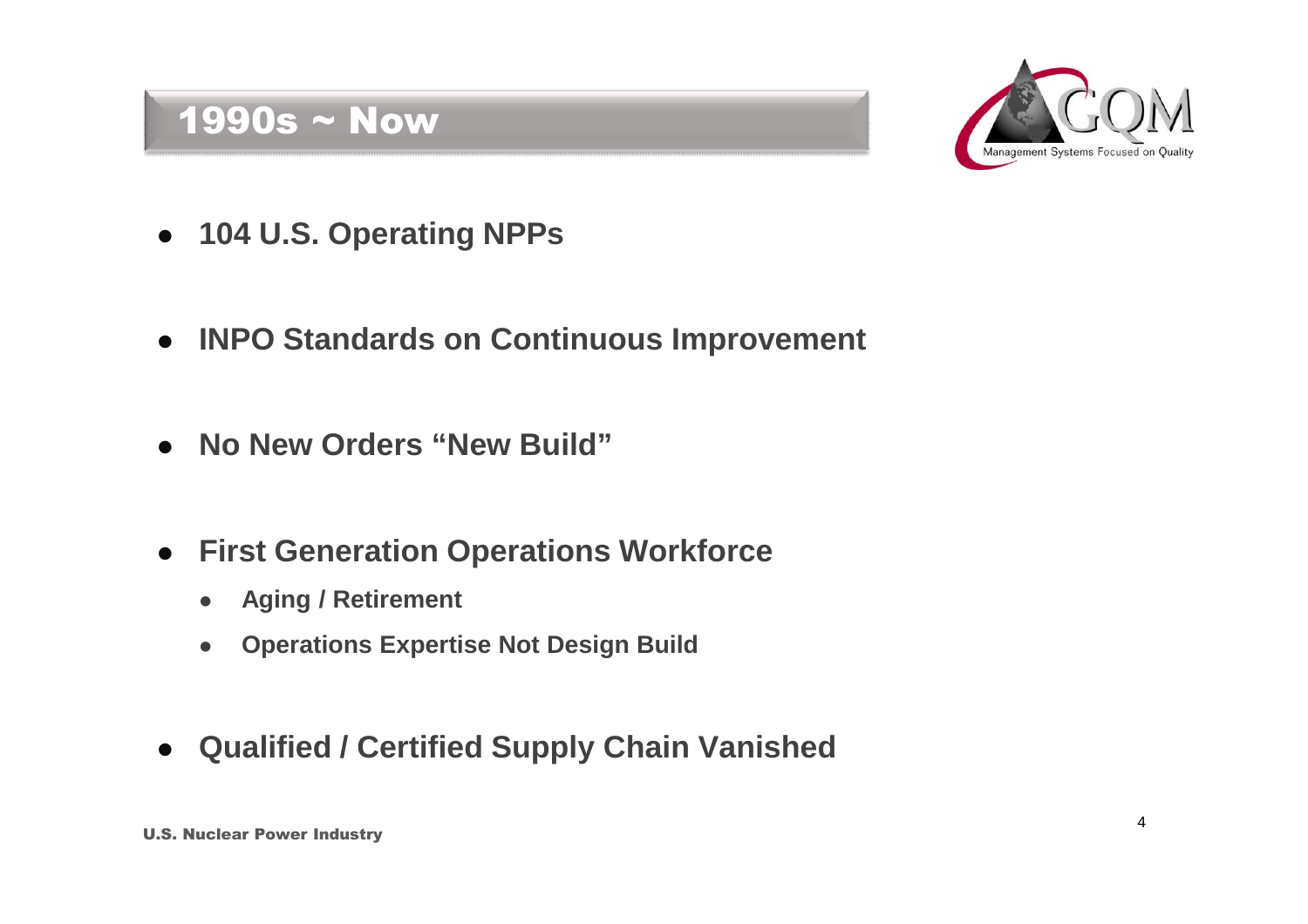# 1990s ~ Now

- **104 U.S. Operating NPPs**
- **INPO Standards on Continuous Improvement**
- **No New Orders "New Build"**
- **First Generation Operations Workforce**
  - **Aging / Retirement**
  - **Operations Expertise Not Design Build**
- **Qualified / Certified Supply Chain Vanished**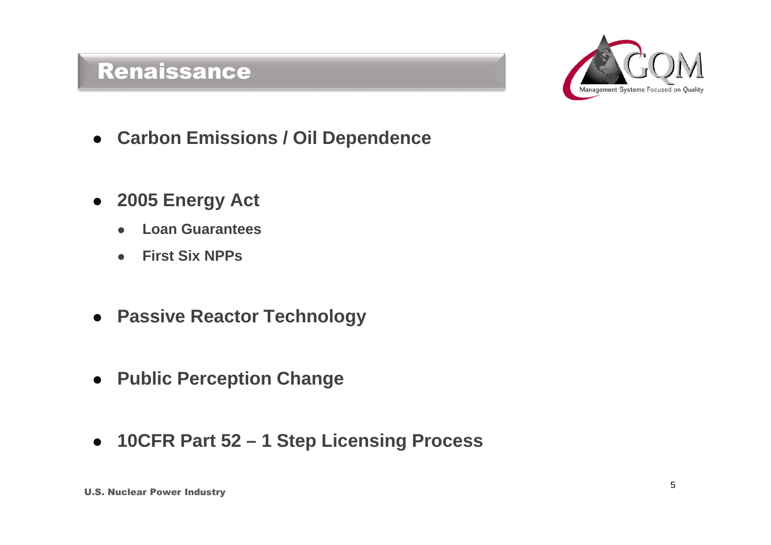# Renaissance

- **Carbon Emissions / Oil Dependence**
- **2005 Energy Act**
  - **Loan Guarantees**
  - **First Six NPPs**
- **Passive Reactor Technology**
- **Public Perception Change**
- **10CFR Part 52 – 1 Step Licensing Process**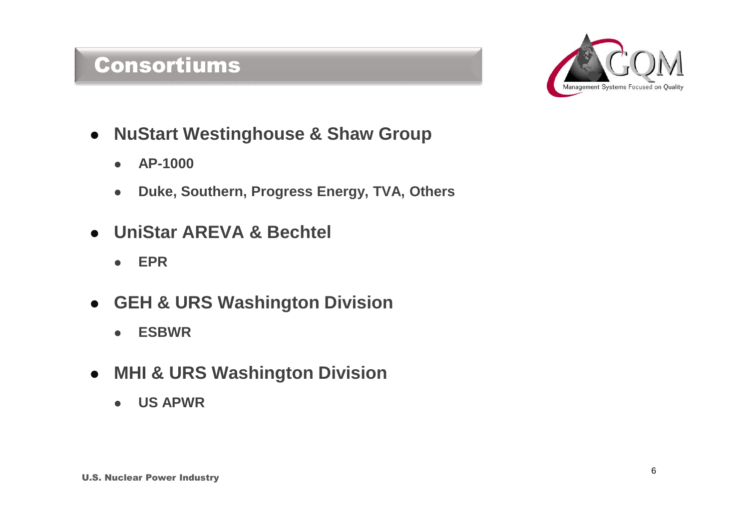# Consortiums

- **NuStart Westinghouse & Shaw Group**
  - **AP-1000**
  - **Duke, Southern, Progress Energy, TVA, Others**
- **UniStar AREVA & Bechtel**
  - **EPR**
- **GEH & URS Washington Division**
  - **ESBWR**
- **MHI & URS Washington Division**
  - **US APWR**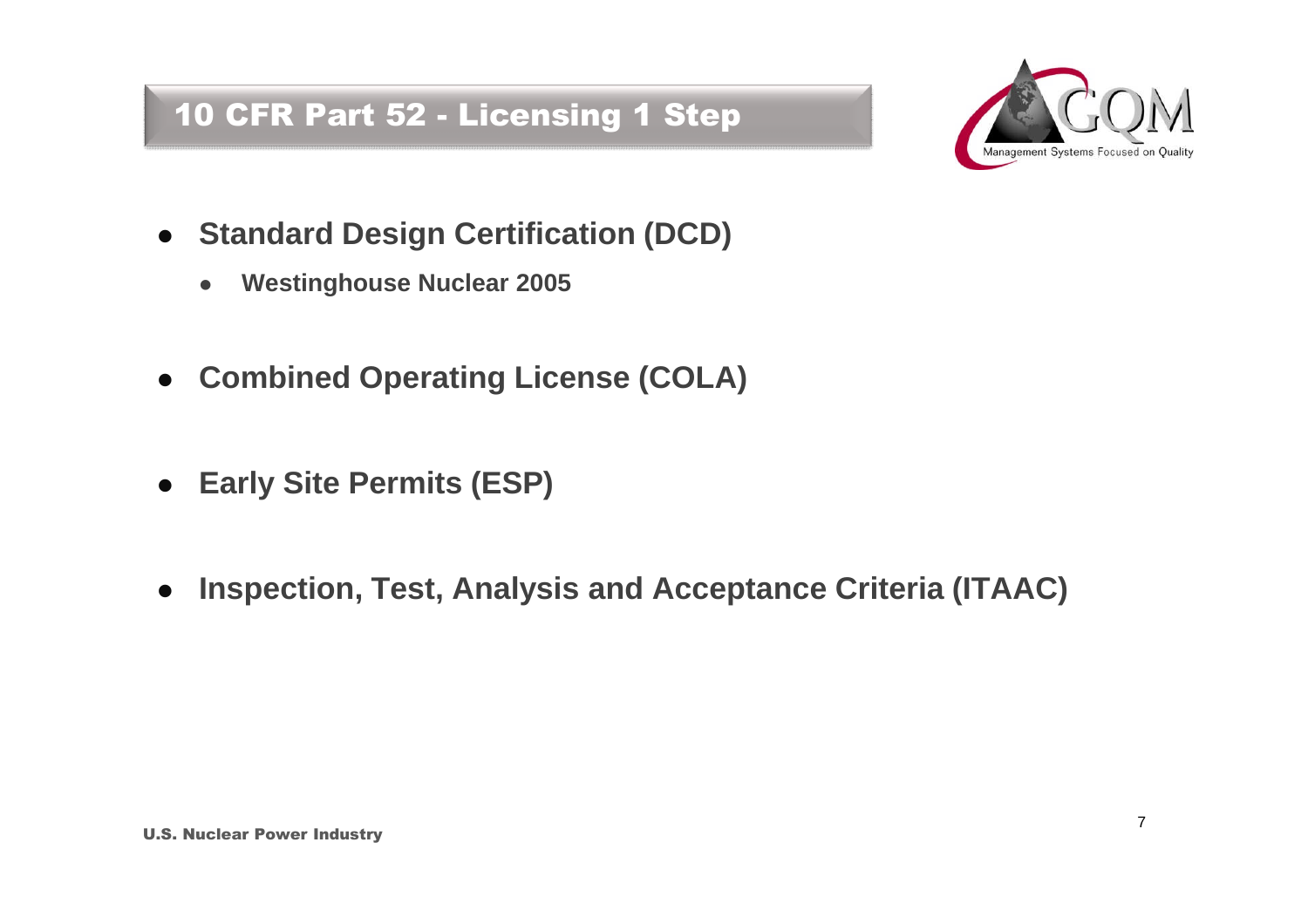# 10 CFR Part 52 - Licensing 1 Step

- **Standard Design Certification (DCD)**
  - **Westinghouse Nuclear 2005**
- **Combined Operating License (COLA)**
- **Early Site Permits (ESP)**
- **Inspection, Test, Analysis and Acceptance Criteria (ITAAC)**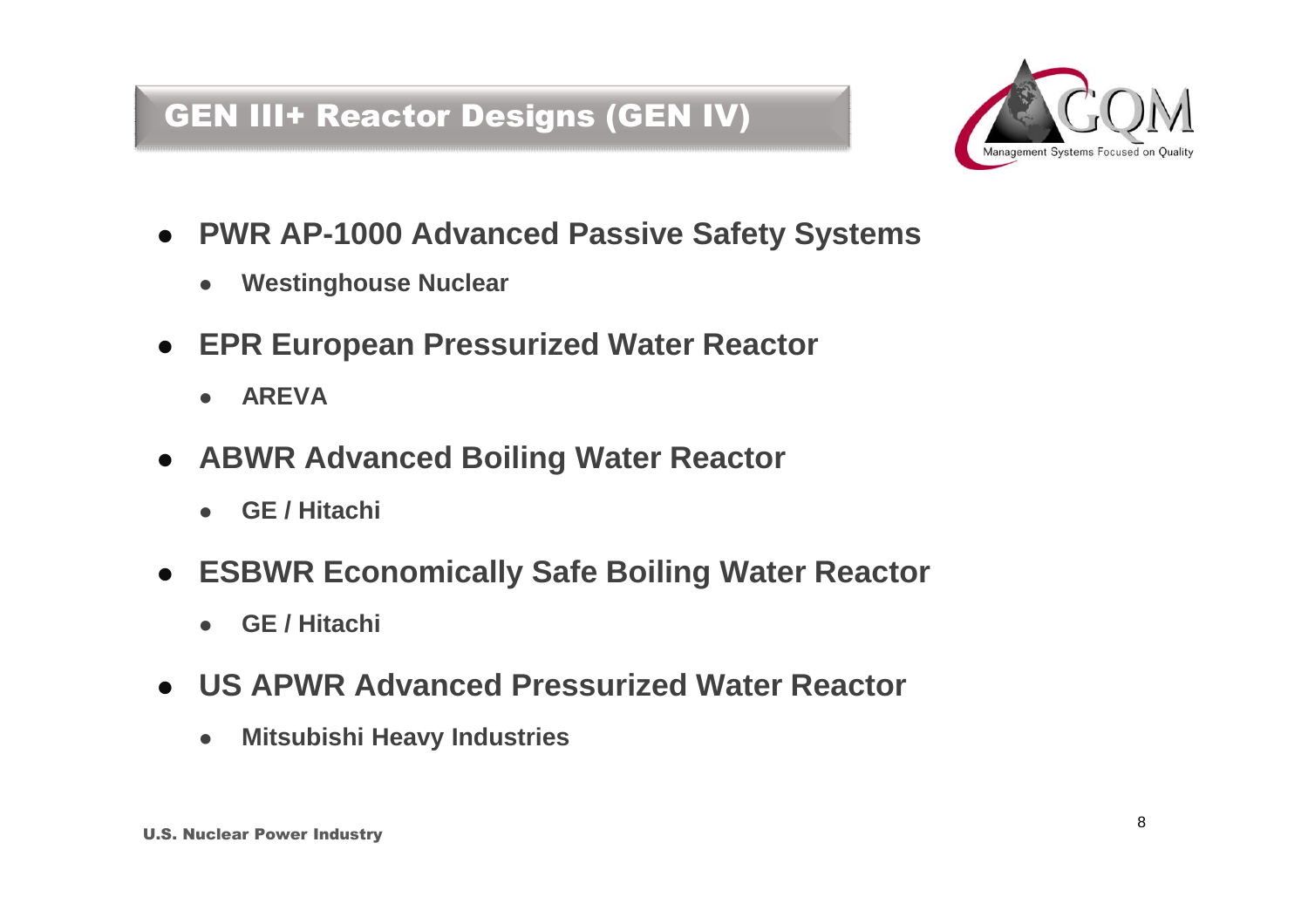## GEN III+ Reactor Designs (GEN IV)

- **PWR AP-1000 Advanced Passive Safety Systems**
  - **Westinghouse Nuclear**
- **EPR European Pressurized Water Reactor**
  - **AREVA**
- **ABWR Advanced Boiling Water Reactor**
  - **GE / Hitachi**
- **ESBWR Economically Safe Boiling Water Reactor**
  - **GE / Hitachi**
- **US APWR Advanced Pressurized Water Reactor**
  - **Mitsubishi Heavy Industries**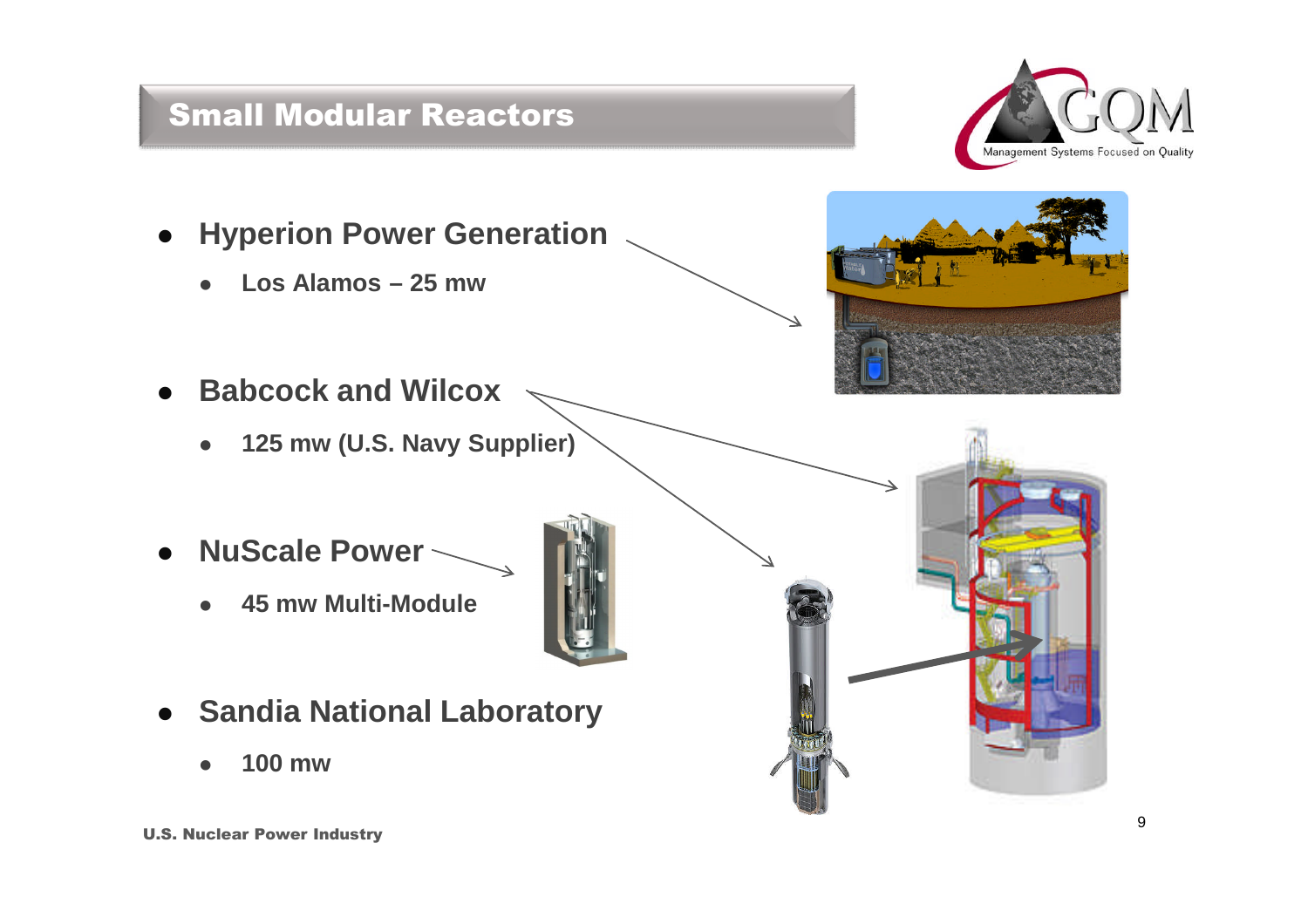# Small Modular Reactors

- **Hyperion Power Generation**
  - **Los Alamos – 25 mw**
- **Babcock and Wilcox**
  - **125 mw (U.S. Navy Supplier)**
- **NuScale Power**
  - **45 mw Multi-Module**
- **Sandia National Laboratory**
  - **100 mw**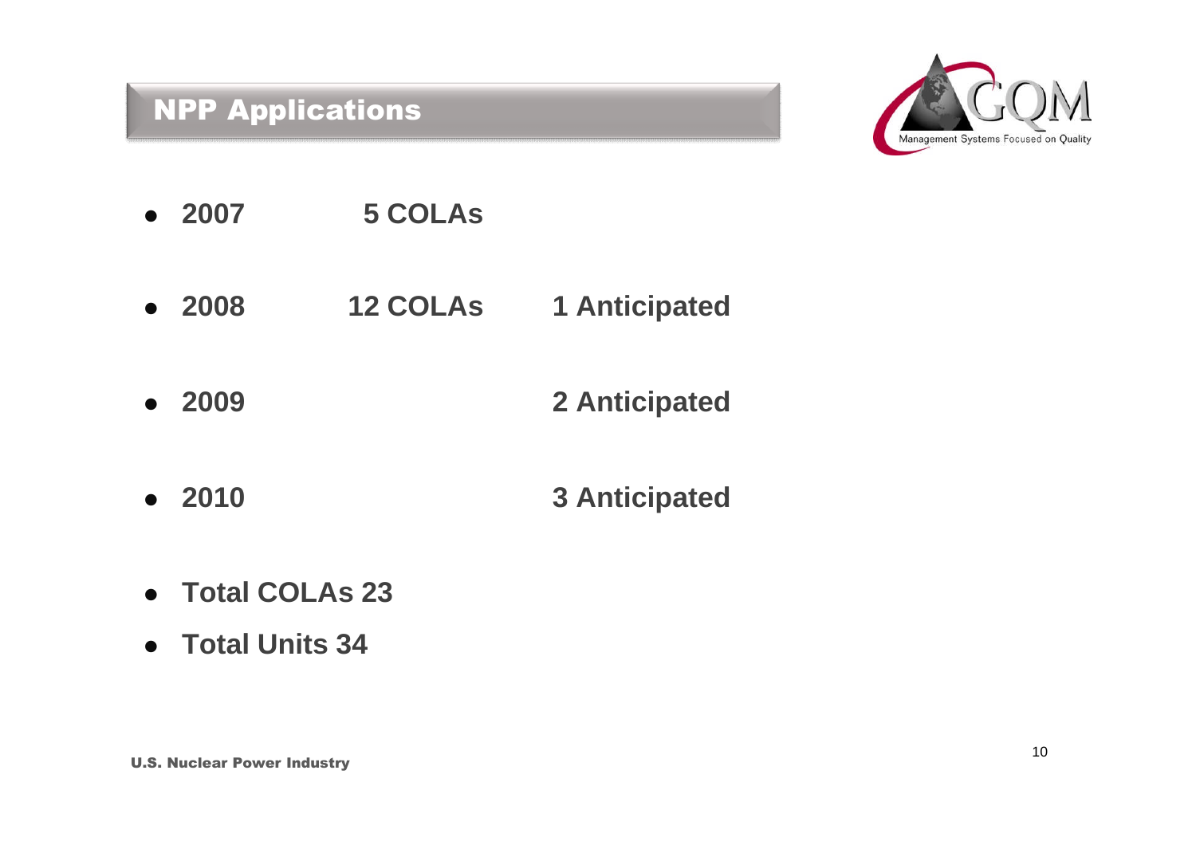## NPP Applications

- **2007 5 COLAs**
- **2008 12 COLAs 1 Anticipated**
- **2009 2 Anticipated**
- **2010 3 Anticipated**
- **Total COLAs 23**
- **Total Units 34**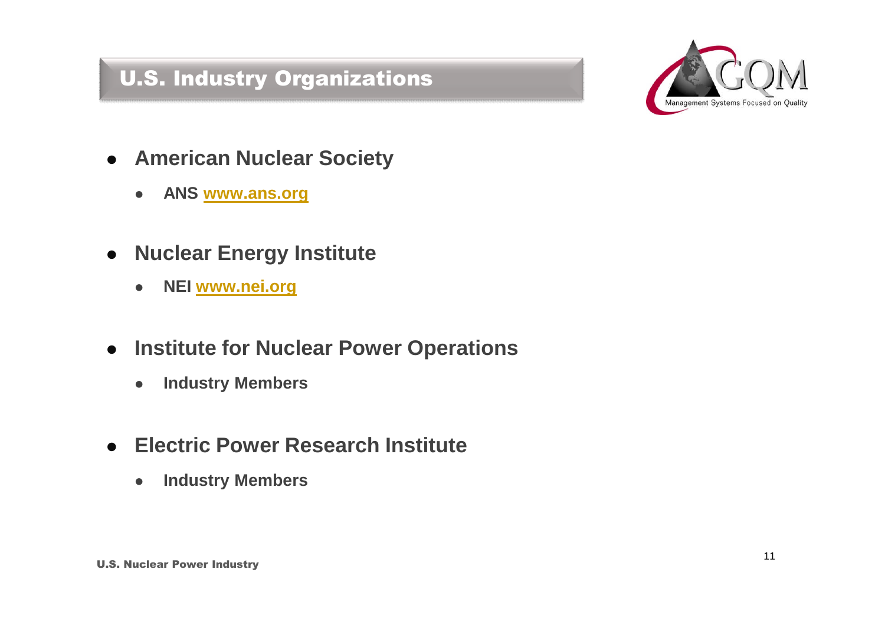# U.S. Industry Organizations

- **American Nuclear Society**
  - **ANS www.ans.org**
- **Nuclear Energy Institute**
  - **NEI www.nei.org**
- **Institute for Nuclear Power Operations**
  - **Industry Members**
- **Electric Power Research Institute**
  - **Industry Members**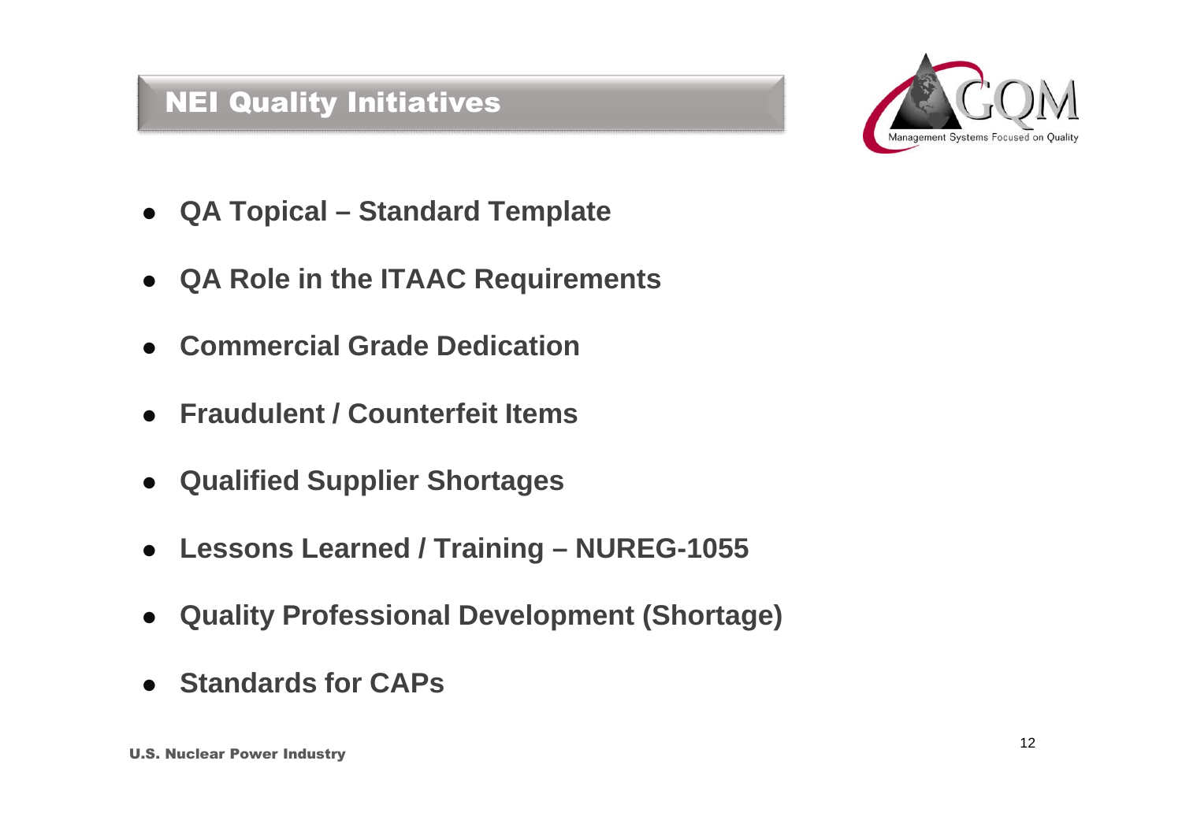## NEI Quality Initiatives

- **QA Topical – Standard Template**
- **QA Role in the ITAAC Requirements**
- **Commercial Grade Dedication**
- **Fraudulent / Counterfeit Items**
- **Qualified Supplier Shortages**
- **Lessons Learned / Training – NUREG-1055**
- **Quality Professional Development (Shortage)**
- **Standards for CAPs**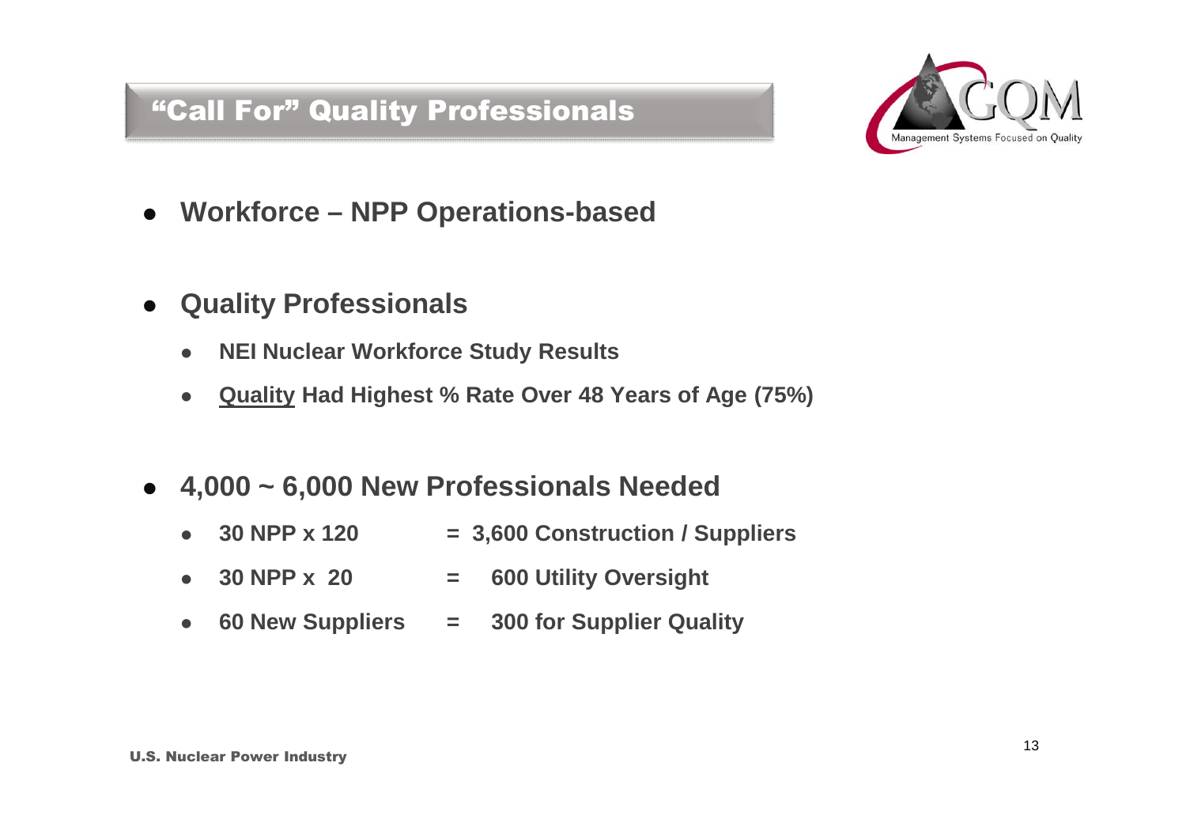## “Call For” Quality Professionals

- **Workforce – NPP Operations-based**

- **Quality Professionals**
  - **NEI Nuclear Workforce Study Results**
  - **<u>Quality</u> Had Highest % Rate Over 48 Years of Age (75%)**

- **4,000 ~ 6,000 New Professionals Needed**
  - **30 NPP x 120 = 3,600 Construction / Suppliers**
  - **30 NPP x 20 = 600 Utility Oversight**
  - **60 New Suppliers = 300 for Supplier Quality**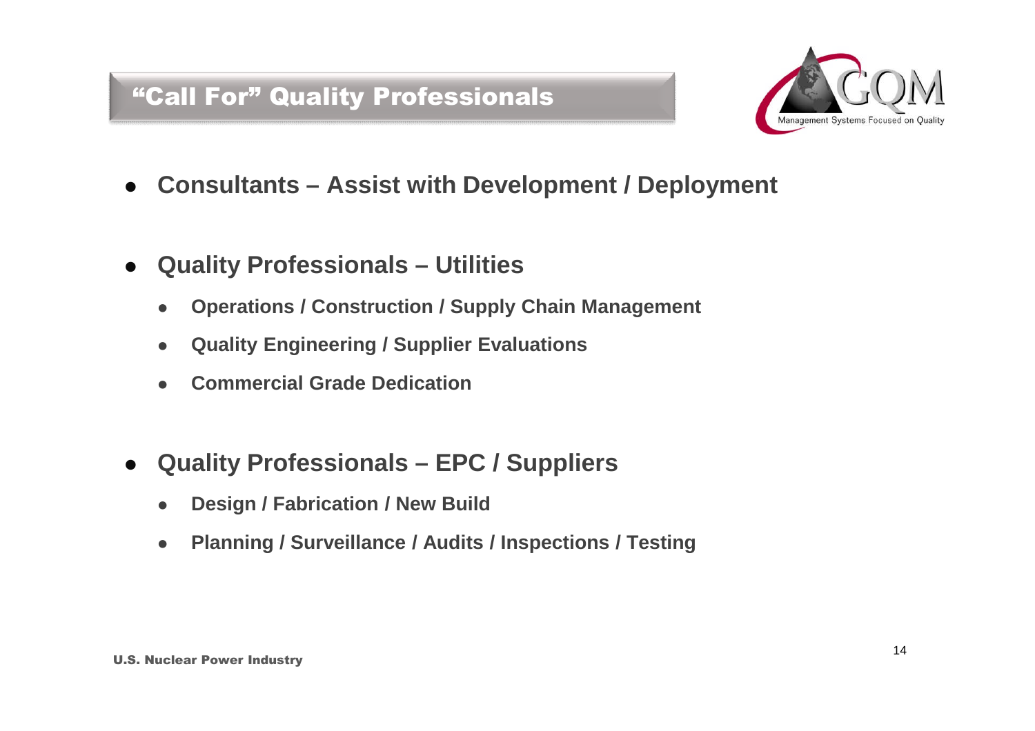## "Call For" Quality Professionals

- **Consultants – Assist with Development / Deployment**

- **Quality Professionals – Utilities**
  - **Operations / Construction / Supply Chain Management**
  - **Quality Engineering / Supplier Evaluations**
  - **Commercial Grade Dedication**

- **Quality Professionals – EPC / Suppliers**
  - **Design / Fabrication / New Build**
  - **Planning / Surveillance / Audits / Inspections / Testing**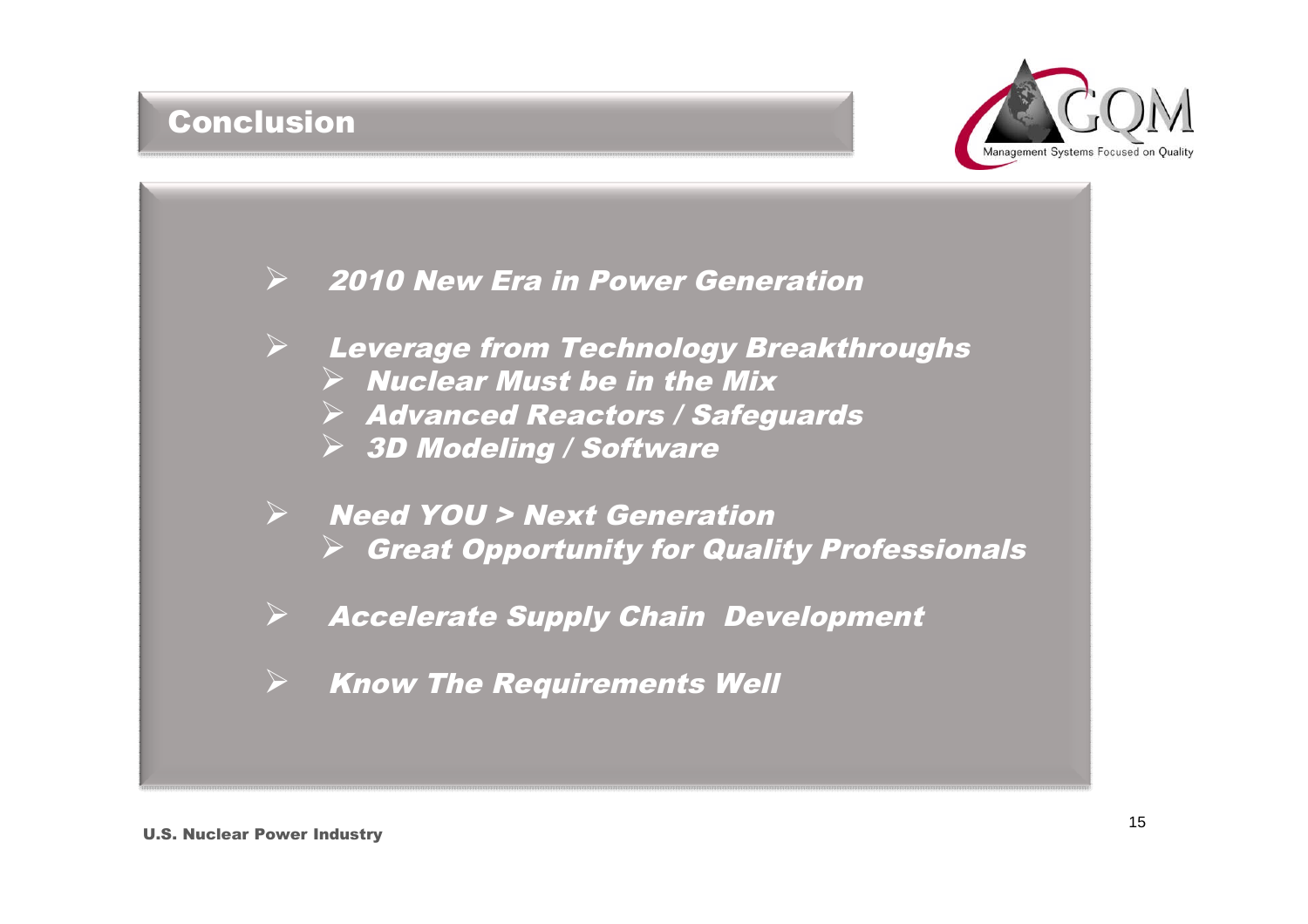## Conclusion

- *2010 New Era in Power Generation*
- *Leverage from Technology Breakthroughs*
  - *Nuclear Must be in the Mix*
  - *Advanced Reactors / Safeguards*
  - *3D Modeling / Software*
- *Need YOU > Next Generation*
  - *Great Opportunity for Quality Professionals*
- *Accelerate Supply Chain Development*
- *Know The Requirements Well*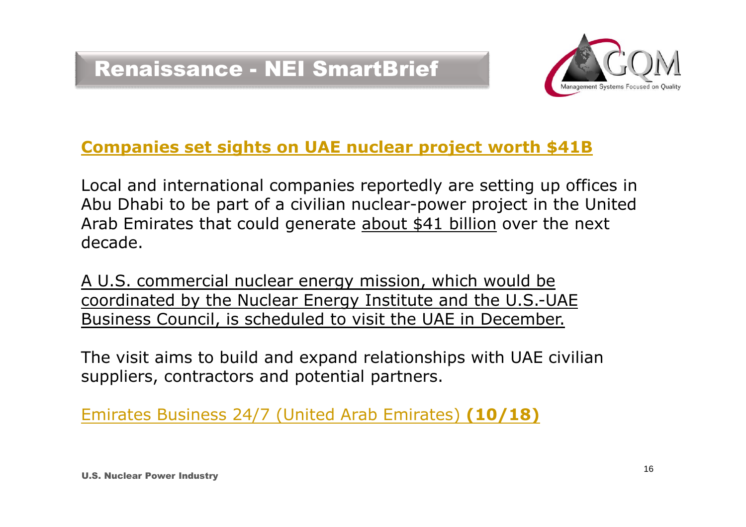# Renaissance - NEI SmartBrief

## Companies set sights on UAE nuclear project worth $41B

Local and international companies reportedly are setting up offices in Abu Dhabi to be part of a civilian nuclear-power project in the United Arab Emirates that could generate about $41 billion over the next decade.

A U.S. commercial nuclear energy mission, which would be coordinated by the Nuclear Energy Institute and the U.S.-UAE Business Council, is scheduled to visit the UAE in December.

The visit aims to build and expand relationships with UAE civilian suppliers, contractors and potential partners.

Emirates Business 24/7 (United Arab Emirates) **(10/18)**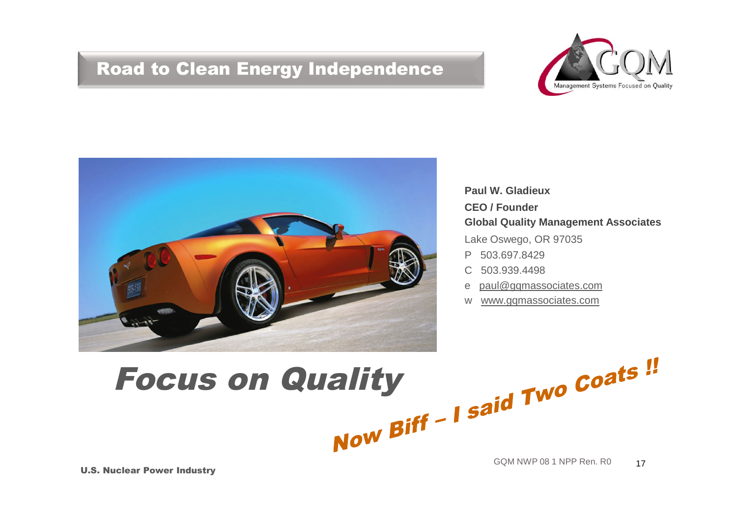## Road to Clean Energy Independence

GQM
Management Systems Focused on Quality

**Paul W. Gladieux**
**CEO / Founder**
**Global Quality Management Associates**
Lake Oswego, OR 97035
P 503.697.8429
C 503.939.4498
e paul@gqmassociates.com
w www.gqmassociates.com

# *Focus on Quality*

***Now Biff – I said Two Coats !!***

U.S. Nuclear Power Industry

GQM NWP 08 1 NPP Ren. R0